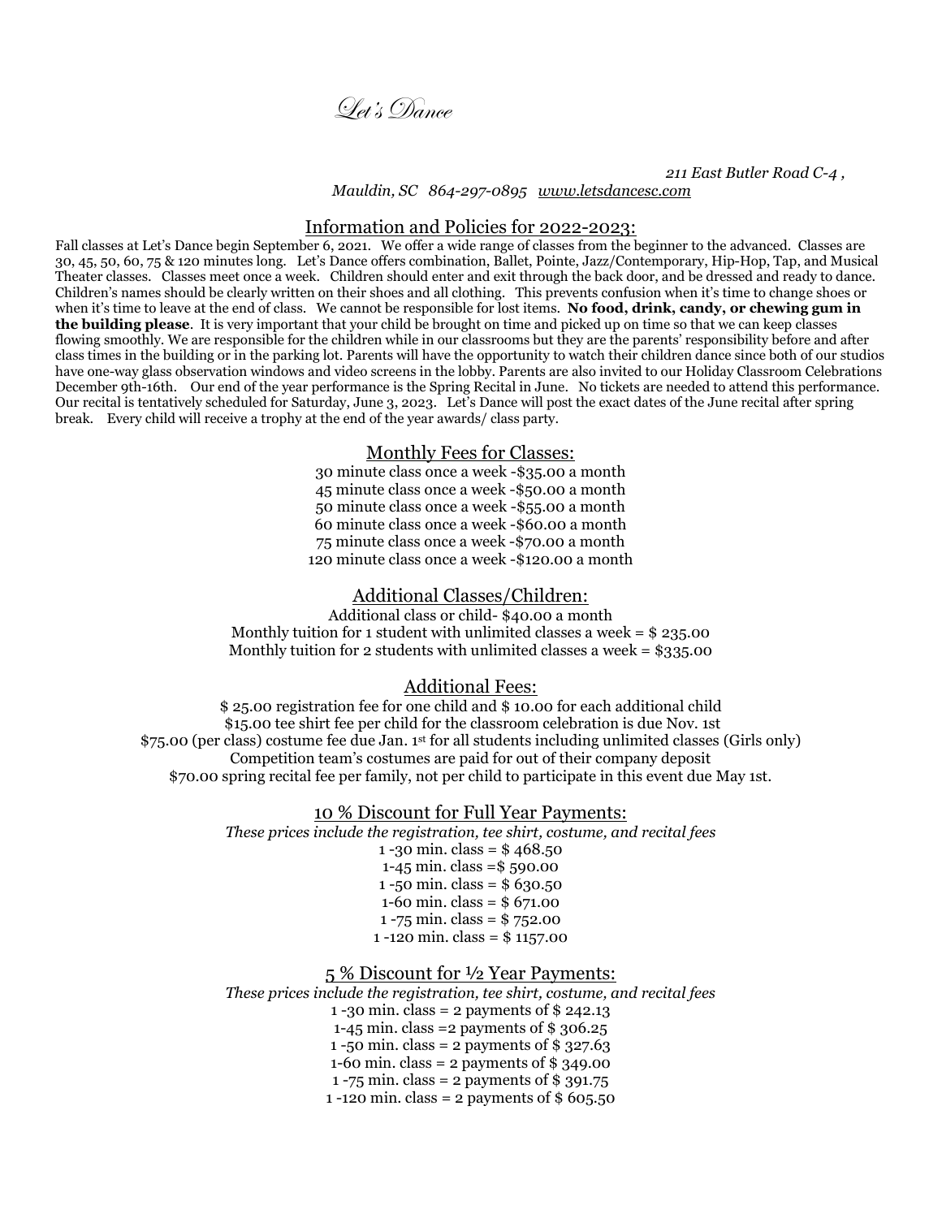# *Let's Dance*

*211 East Butler Road C-4 ,*
*Mauldin, SC 864-297-0895 www.letsdancesc.com*

## Information and Policies for 2022-2023:

Fall classes at Let's Dance begin September 6, 2021. We offer a wide range of classes from the beginner to the advanced. Classes are 30, 45, 50, 60, 75 & 120 minutes long. Let's Dance offers combination, Ballet, Pointe, Jazz/Contemporary, Hip-Hop, Tap, and Musical Theater classes. Classes meet once a week. Children should enter and exit through the back door, and be dressed and ready to dance. Children's names should be clearly written on their shoes and all clothing. This prevents confusion when it's time to change shoes or when it's time to leave at the end of class. We cannot be responsible for lost items. **No food, drink, candy, or chewing gum in the building please**. It is very important that your child be brought on time and picked up on time so that we can keep classes flowing smoothly. We are responsible for the children while in our classrooms but they are the parents' responsibility before and after class times in the building or in the parking lot. Parents will have the opportunity to watch their children dance since both of our studios have one-way glass observation windows and video screens in the lobby. Parents are also invited to our Holiday Classroom Celebrations December 9th-16th. Our end of the year performance is the Spring Recital in June. No tickets are needed to attend this performance. Our recital is tentatively scheduled for Saturday, June 3, 2023. Let's Dance will post the exact dates of the June recital after spring break. Every child will receive a trophy at the end of the year awards/ class party.

## Monthly Fees for Classes:

30 minute class once a week -$35.00 a month
45 minute class once a week -$50.00 a month
50 minute class once a week -$55.00 a month
60 minute class once a week -$60.00 a month
75 minute class once a week -$70.00 a month
120 minute class once a week -$120.00 a month

## Additional Classes/Children:

Additional class or child- $40.00 a month
Monthly tuition for 1 student with unlimited classes a week = $ 235.00
Monthly tuition for 2 students with unlimited classes a week = $335.00

## Additional Fees:

$ 25.00 registration fee for one child and $ 10.00 for each additional child
$15.00 tee shirt fee per child for the classroom celebration is due Nov. 1st
$75.00 (per class) costume fee due Jan. 1st for all students including unlimited classes (Girls only)
Competition team's costumes are paid for out of their company deposit
$70.00 spring recital fee per family, not per child to participate in this event due May 1st.

## 10 % Discount for Full Year Payments:

*These prices include the registration, tee shirt, costume, and recital fees*

1 -30 min. class = $ 468.50
1-45 min. class =$ 590.00
1 -50 min. class = $ 630.50
1-60 min. class = $ 671.00
1 -75 min. class = $ 752.00
1 -120 min. class = $ 1157.00

## 5 % Discount for ½ Year Payments:

*These prices include the registration, tee shirt, costume, and recital fees*

1 -30 min. class = 2 payments of $ 242.13
1-45 min. class =2 payments of $ 306.25
1 -50 min. class = 2 payments of $ 327.63
1-60 min. class = 2 payments of $ 349.00
1 -75 min. class = 2 payments of $ 391.75
1 -120 min. class = 2 payments of $ 605.50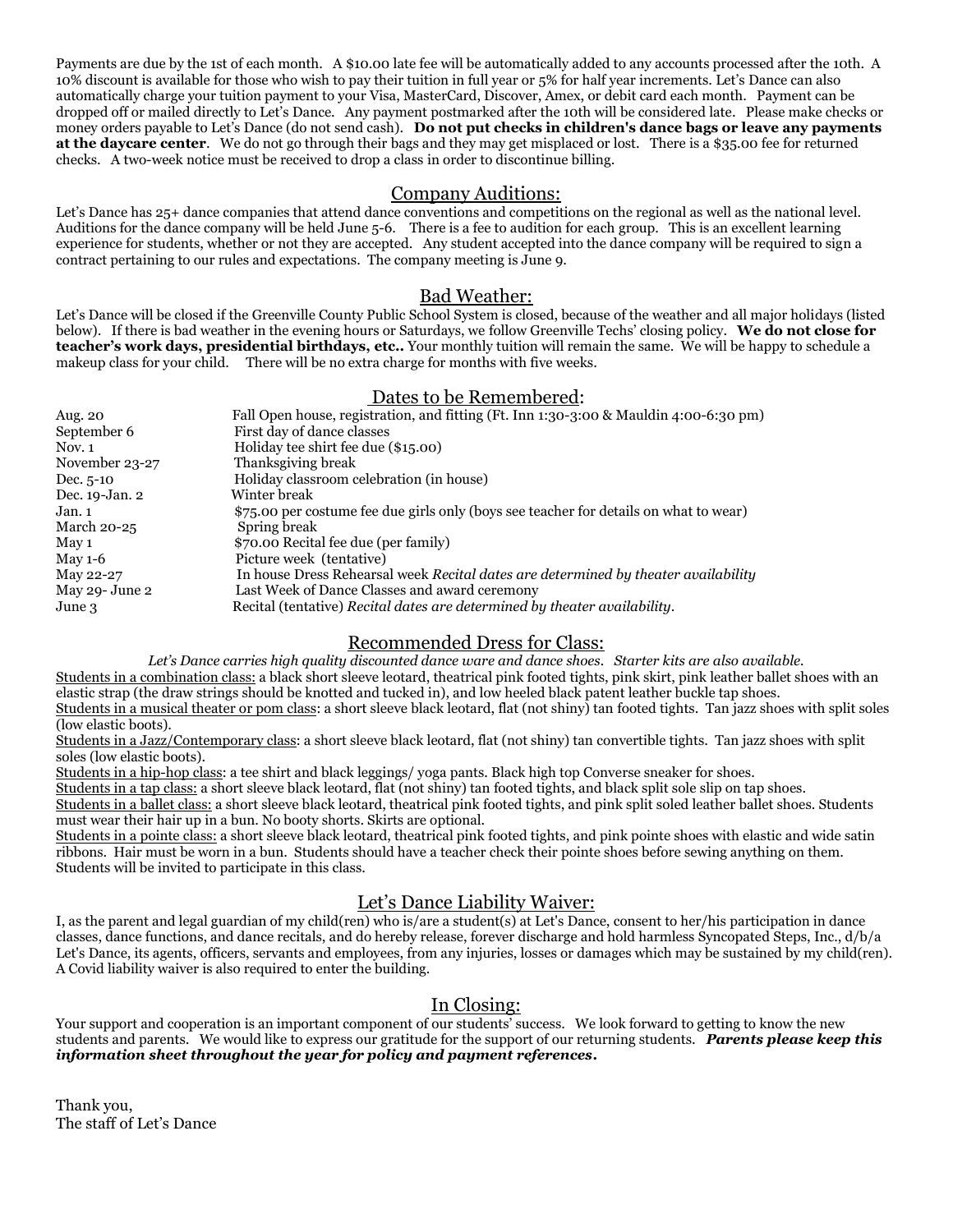Payments are due by the 1st of each month. A $10.00 late fee will be automatically added to any accounts processed after the 10th. A 10% discount is available for those who wish to pay their tuition in full year or 5% for half year increments. Let's Dance can also automatically charge your tuition payment to your Visa, MasterCard, Discover, Amex, or debit card each month. Payment can be dropped off or mailed directly to Let's Dance. Any payment postmarked after the 10th will be considered late. Please make checks or money orders payable to Let's Dance (do not send cash). **Do not put checks in children's dance bags or leave any payments at the daycare center**. We do not go through their bags and they may get misplaced or lost. There is a $35.00 fee for returned checks. A two-week notice must be received to drop a class in order to discontinue billing.

## Company Auditions:

Let's Dance has 25+ dance companies that attend dance conventions and competitions on the regional as well as the national level. Auditions for the dance company will be held June 5-6. There is a fee to audition for each group. This is an excellent learning experience for students, whether or not they are accepted. Any student accepted into the dance company will be required to sign a contract pertaining to our rules and expectations. The company meeting is June 9.

## Bad Weather:

Let's Dance will be closed if the Greenville County Public School System is closed, because of the weather and all major holidays (listed below). If there is bad weather in the evening hours or Saturdays, we follow Greenville Techs' closing policy. **We do not close for teacher's work days, presidential birthdays, etc..** Your monthly tuition will remain the same. We will be happy to schedule a makeup class for your child. There will be no extra charge for months with five weeks.

## Dates to be Remembered:

| | |
|---|---|
| Aug. 20 | Fall Open house, registration, and fitting (Ft. Inn 1:30-3:00 & Mauldin 4:00-6:30 pm) |
| September 6 | First day of dance classes |
| Nov. 1 | Holiday tee shirt fee due ($15.00) |
| November 23-27 | Thanksgiving break |
| Dec. 5-10 | Holiday classroom celebration (in house) |
| Dec. 19-Jan. 2 | Winter break |
| Jan. 1 | $75.00 per costume fee due girls only (boys see teacher for details on what to wear) |
| March 20-25 | Spring break |
| May 1 | $70.00 Recital fee due (per family) |
| May 1-6 | Picture week (tentative) |
| May 22-27 | In house Dress Rehearsal week *Recital dates are determined by theater availability* |
| May 29- June 2 | Last Week of Dance Classes and award ceremony |
| June 3 | Recital (tentative) *Recital dates are determined by theater availability.* |

## Recommended Dress for Class:

*Let's Dance carries high quality discounted dance ware and dance shoes. Starter kits are also available.*

<u>Students in a combination class:</u> a black short sleeve leotard, theatrical pink footed tights, pink skirt, pink leather ballet shoes with an elastic strap (the draw strings should be knotted and tucked in), and low heeled black patent leather buckle tap shoes.

<u>Students in a musical theater or pom class</u>: a short sleeve black leotard, flat (not shiny) tan footed tights. Tan jazz shoes with split soles (low elastic boots).

<u>Students in a Jazz/Contemporary class</u>: a short sleeve black leotard, flat (not shiny) tan convertible tights. Tan jazz shoes with split soles (low elastic boots).

<u>Students in a hip-hop class</u>: a tee shirt and black leggings/ yoga pants. Black high top Converse sneaker for shoes.

<u>Students in a tap class:</u> a short sleeve black leotard, flat (not shiny) tan footed tights, and black split sole slip on tap shoes.

<u>Students in a ballet class:</u> a short sleeve black leotard, theatrical pink footed tights, and pink split soled leather ballet shoes. Students must wear their hair up in a bun. No booty shorts. Skirts are optional.

<u>Students in a pointe class:</u> a short sleeve black leotard, theatrical pink footed tights, and pink pointe shoes with elastic and wide satin ribbons. Hair must be worn in a bun. Students should have a teacher check their pointe shoes before sewing anything on them. Students will be invited to participate in this class.

## Let's Dance Liability Waiver:

I, as the parent and legal guardian of my child(ren) who is/are a student(s) at Let's Dance, consent to her/his participation in dance classes, dance functions, and dance recitals, and do hereby release, forever discharge and hold harmless Syncopated Steps, Inc., d/b/a Let's Dance, its agents, officers, servants and employees, from any injuries, losses or damages which may be sustained by my child(ren). A Covid liability waiver is also required to enter the building.

## In Closing:

Your support and cooperation is an important component of our students' success. We look forward to getting to know the new students and parents. We would like to express our gratitude for the support of our returning students. ***Parents please keep this information sheet throughout the year for policy and payment references.***

Thank you,
The staff of Let's Dance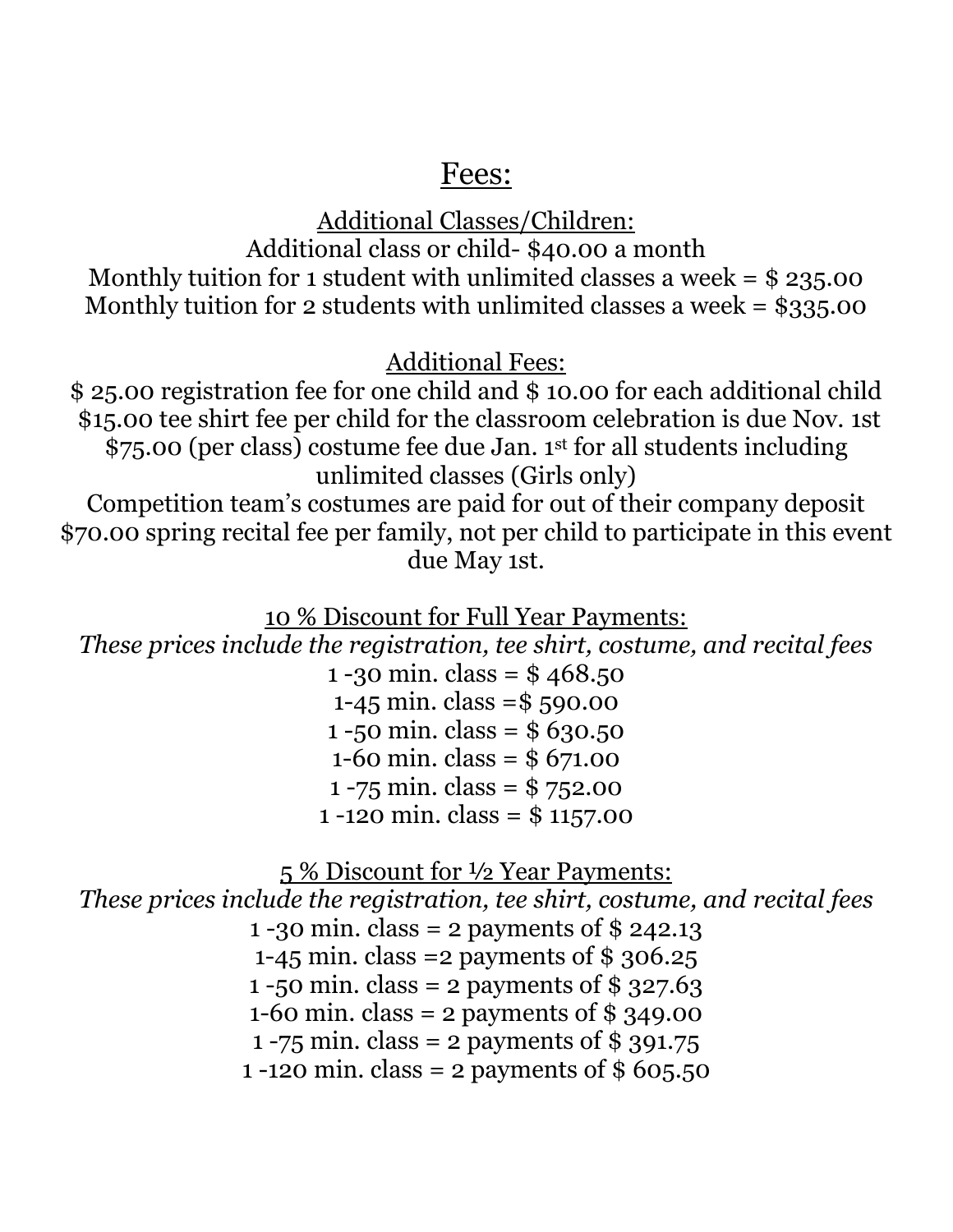# Fees:

## Additional Classes/Children:

Additional class or child- $40.00 a month

Monthly tuition for 1 student with unlimited classes a week = $ 235.00

Monthly tuition for 2 students with unlimited classes a week = $335.00

## Additional Fees:

$ 25.00 registration fee for one child and $ 10.00 for each additional child

$15.00 tee shirt fee per child for the classroom celebration is due Nov. 1st

$75.00 (per class) costume fee due Jan. 1st for all students including unlimited classes (Girls only)

Competition team's costumes are paid for out of their company deposit

$70.00 spring recital fee per family, not per child to participate in this event due May 1st.

## 10 % Discount for Full Year Payments:

*These prices include the registration, tee shirt, costume, and recital fees*

1 -30 min. class = $ 468.50

1-45 min. class =$ 590.00

1 -50 min. class = $ 630.50

1-60 min. class = $ 671.00

1 -75 min. class = $ 752.00

1 -120 min. class = $ 1157.00

## 5 % Discount for ½ Year Payments:

*These prices include the registration, tee shirt, costume, and recital fees*

1 -30 min. class = 2 payments of $ 242.13

1-45 min. class =2 payments of $ 306.25

1 -50 min. class = 2 payments of $ 327.63

1-60 min. class = 2 payments of $ 349.00

1 -75 min. class = 2 payments of $ 391.75

1 -120 min. class = 2 payments of $ 605.50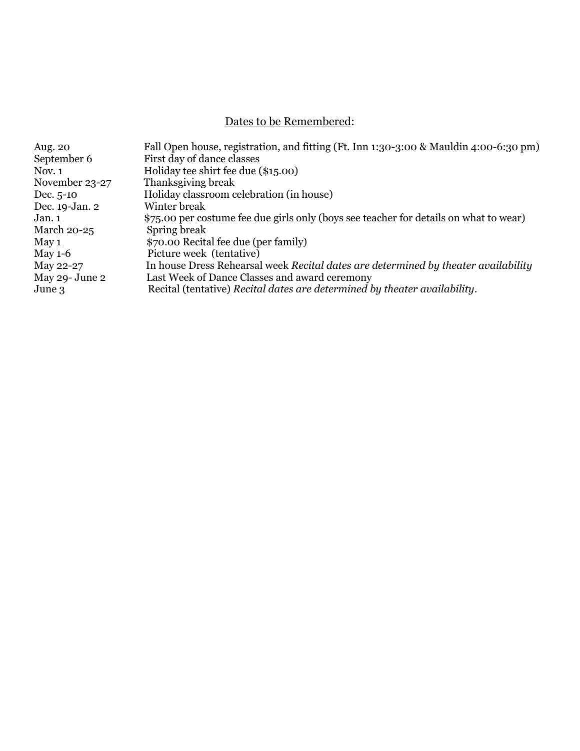Dates to be Remembered:

| | |
|---|---|
| Aug. 20 | Fall Open house, registration, and fitting (Ft. Inn 1:30-3:00 & Mauldin 4:00-6:30 pm) |
| September 6 | First day of dance classes |
| Nov. 1 | Holiday tee shirt fee due ($15.00) |
| November 23-27 | Thanksgiving break |
| Dec. 5-10 | Holiday classroom celebration (in house) |
| Dec. 19-Jan. 2 | Winter break |
| Jan. 1 | $75.00 per costume fee due girls only (boys see teacher for details on what to wear) |
| March 20-25 | Spring break |
| May 1 | $70.00 Recital fee due (per family) |
| May 1-6 | Picture week (tentative) |
| May 22-27 | In house Dress Rehearsal week *Recital dates are determined by theater availability* |
| May 29- June 2 | Last Week of Dance Classes and award ceremony |
| June 3 | Recital (tentative) *Recital dates are determined by theater availability*. |